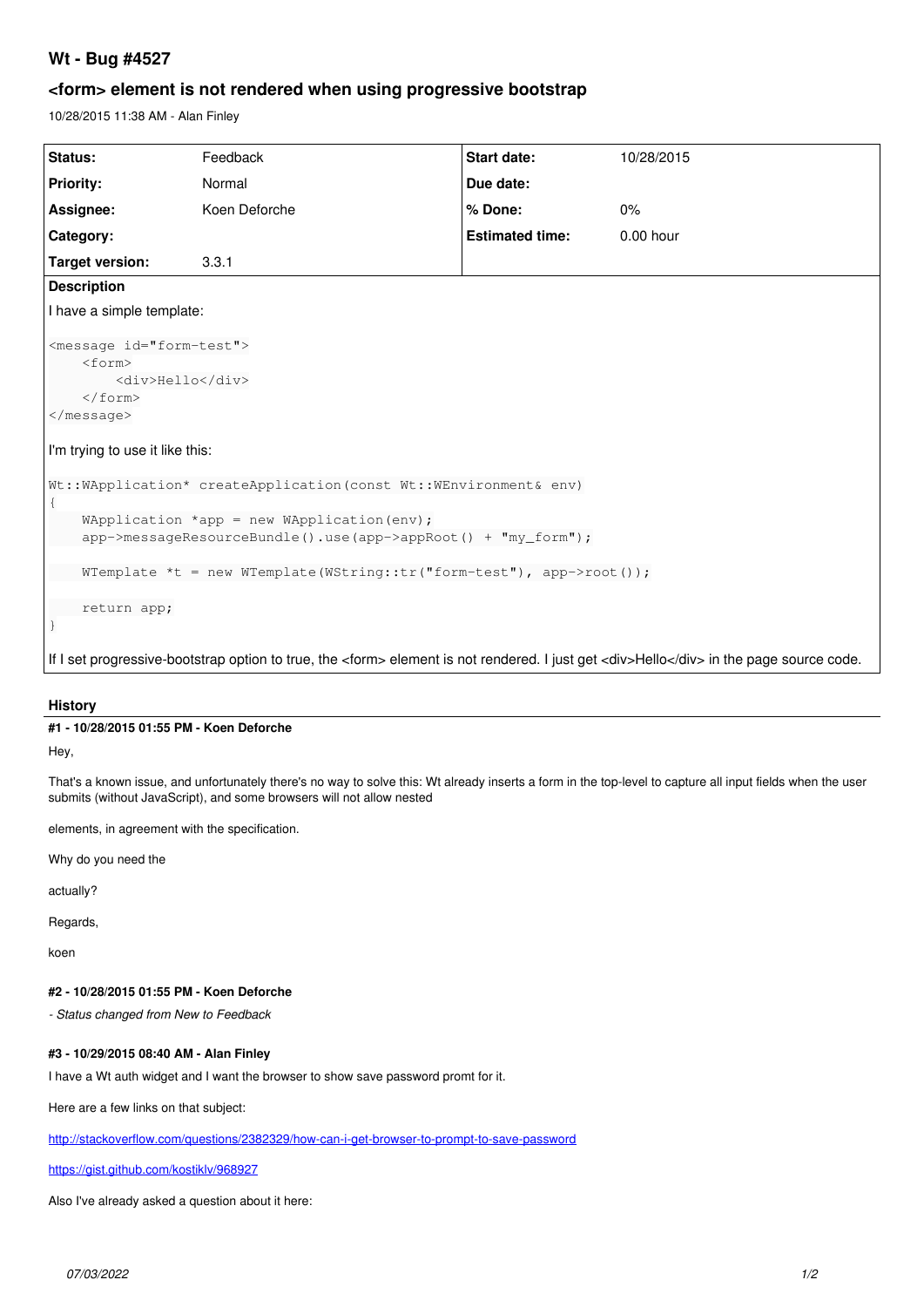# Wt - Bug #4527

## <form> element is not rendered when using progressive bootstrap

10/28/2015 11:38 AM - Alan Finley

| | | | |
|---|---|---|---|
| **Status:** | Feedback | **Start date:** | 10/28/2015 |
| **Priority:** | Normal | **Due date:** | |
| **Assignee:** | Koen Deforche | **% Done:** | 0% |
| **Category:** | | **Estimated time:** | 0.00 hour |
| **Target version:** | 3.3.1 | | |

**Description**

I have a simple template:

```
<message id="form-test">
    <form>
        <div>Hello</div>
    </form>
</message>
```

I'm trying to use it like this:

```
Wt::WApplication* createApplication(const Wt::WEnvironment& env)
{
    WApplication *app = new WApplication(env);
    app->messageResourceBundle().use(app->appRoot() + "my_form");

    WTemplate *t = new WTemplate(WString::tr("form-test"), app->root());

    return app;
}
```

If I set progressive-bootstrap option to true, the <form> element is not rendered. I just get <div>Hello</div> in the page source code.

### History

**#1 - 10/28/2015 01:55 PM - Koen Deforche**

Hey,

That's a known issue, and unfortunately there's no way to solve this: Wt already inserts a form in the top-level to capture all input fields when the user submits (without JavaScript), and some browsers will not allow nested

elements, in agreement with the specification.

Why do you need the

actually?

Regards,

koen

**#2 - 10/28/2015 01:55 PM - Koen Deforche**

*- Status changed from New to Feedback*

**#3 - 10/29/2015 08:40 AM - Alan Finley**

I have a Wt auth widget and I want the browser to show save password promt for it.

Here are a few links on that subject:

http://stackoverflow.com/questions/2382329/how-can-i-get-browser-to-prompt-to-save-password

https://gist.github.com/kostiklv/968927

Also I've already asked a question about it here: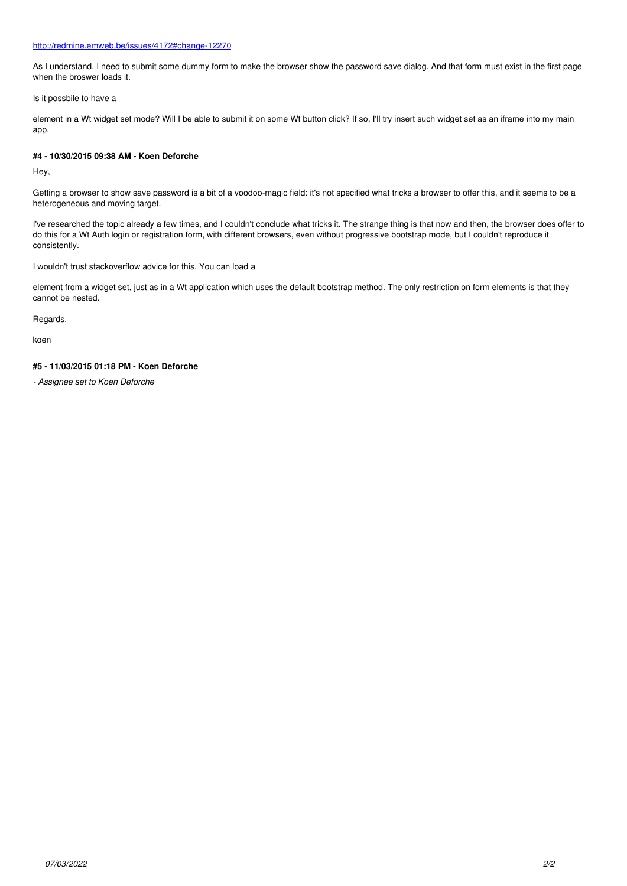http://redmine.emweb.be/issues/4172#change-12270

As I understand, I need to submit some dummy form to make the browser show the password save dialog. And that form must exist in the first page when the broswer loads it.

Is it possbile to have a

element in a Wt widget set mode? Will I be able to submit it on some Wt button click? If so, I'll try insert such widget set as an iframe into my main app.

#### #4 - 10/30/2015 09:38 AM - Koen Deforche

Hey,

Getting a browser to show save password is a bit of a voodoo-magic field: it's not specified what tricks a browser to offer this, and it seems to be a heterogeneous and moving target.

I've researched the topic already a few times, and I couldn't conclude what tricks it. The strange thing is that now and then, the browser does offer to do this for a Wt Auth login or registration form, with different browsers, even without progressive bootstrap mode, but I couldn't reproduce it consistently.

I wouldn't trust stackoverflow advice for this. You can load a

element from a widget set, just as in a Wt application which uses the default bootstrap method. The only restriction on form elements is that they cannot be nested.

Regards,

koen

#### #5 - 11/03/2015 01:18 PM - Koen Deforche

*- Assignee set to Koen Deforche*